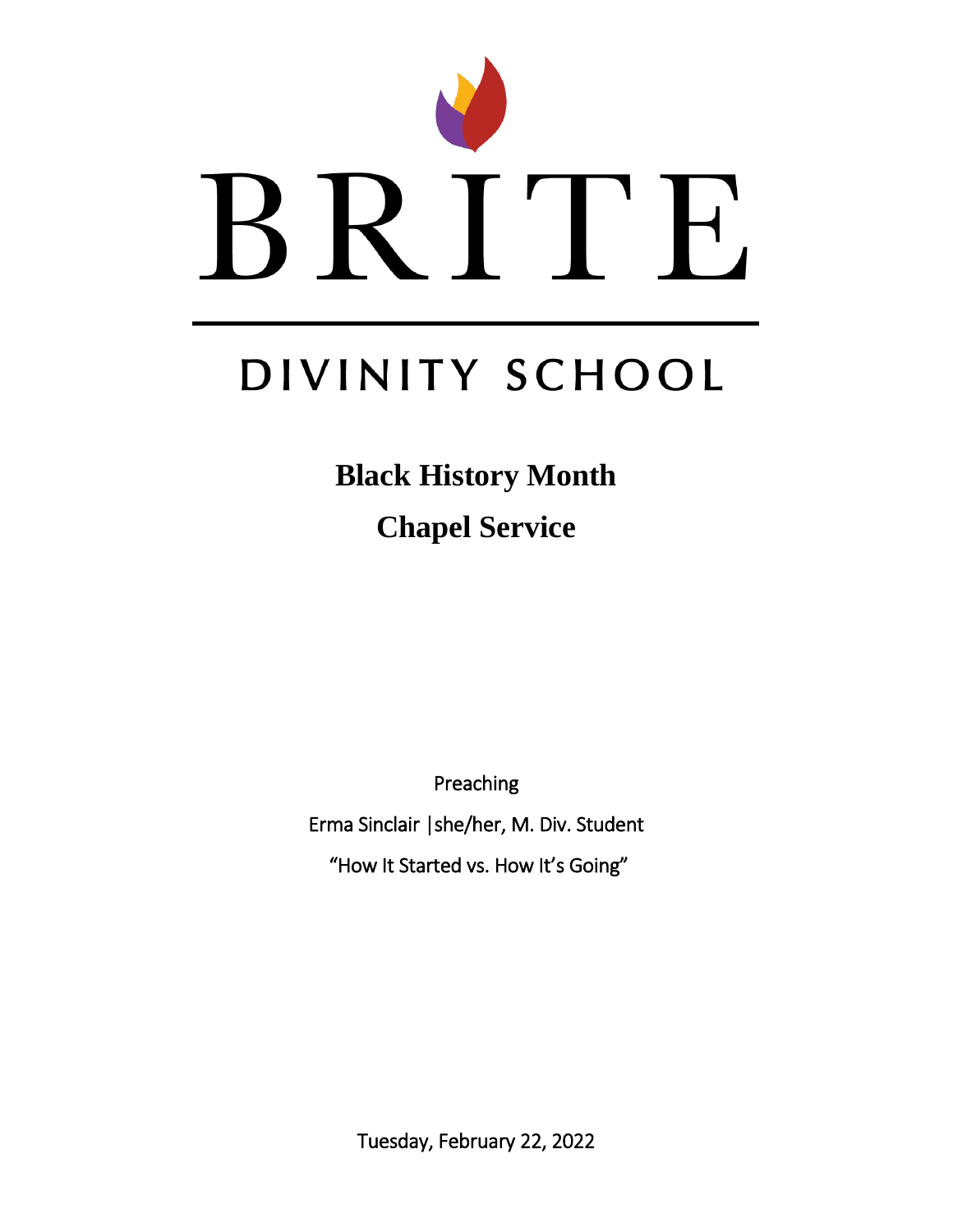# BRITE

## DIVINITY SCHOOL

**Black History Month**

**Chapel Service**

Preaching

Erma Sinclair |she/her, M. Div. Student

"How It Started vs. How It's Going"

Tuesday, February 22, 2022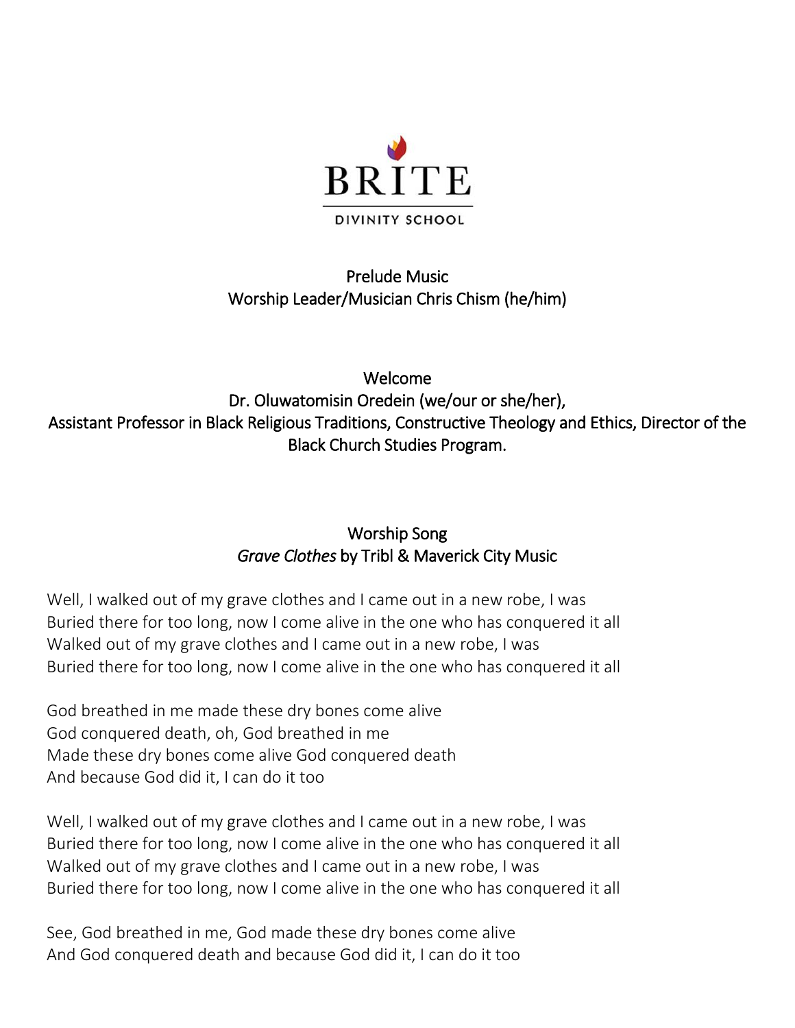**BRITE**
**DIVINITY SCHOOL**

Prelude Music
Worship Leader/Musician Chris Chism (he/him)

Welcome
Dr. Oluwatomisin Oredein (we/our or she/her),
Assistant Professor in Black Religious Traditions, Constructive Theology and Ethics, Director of the Black Church Studies Program.

Worship Song
*Grave Clothes* by Tribl & Maverick City Music

Well, I walked out of my grave clothes and I came out in a new robe, I was
Buried there for too long, now I come alive in the one who has conquered it all
Walked out of my grave clothes and I came out in a new robe, I was
Buried there for too long, now I come alive in the one who has conquered it all

God breathed in me made these dry bones come alive
God conquered death, oh, God breathed in me
Made these dry bones come alive God conquered death
And because God did it, I can do it too

Well, I walked out of my grave clothes and I came out in a new robe, I was
Buried there for too long, now I come alive in the one who has conquered it all
Walked out of my grave clothes and I came out in a new robe, I was
Buried there for too long, now I come alive in the one who has conquered it all

See, God breathed in me, God made these dry bones come alive
And God conquered death and because God did it, I can do it too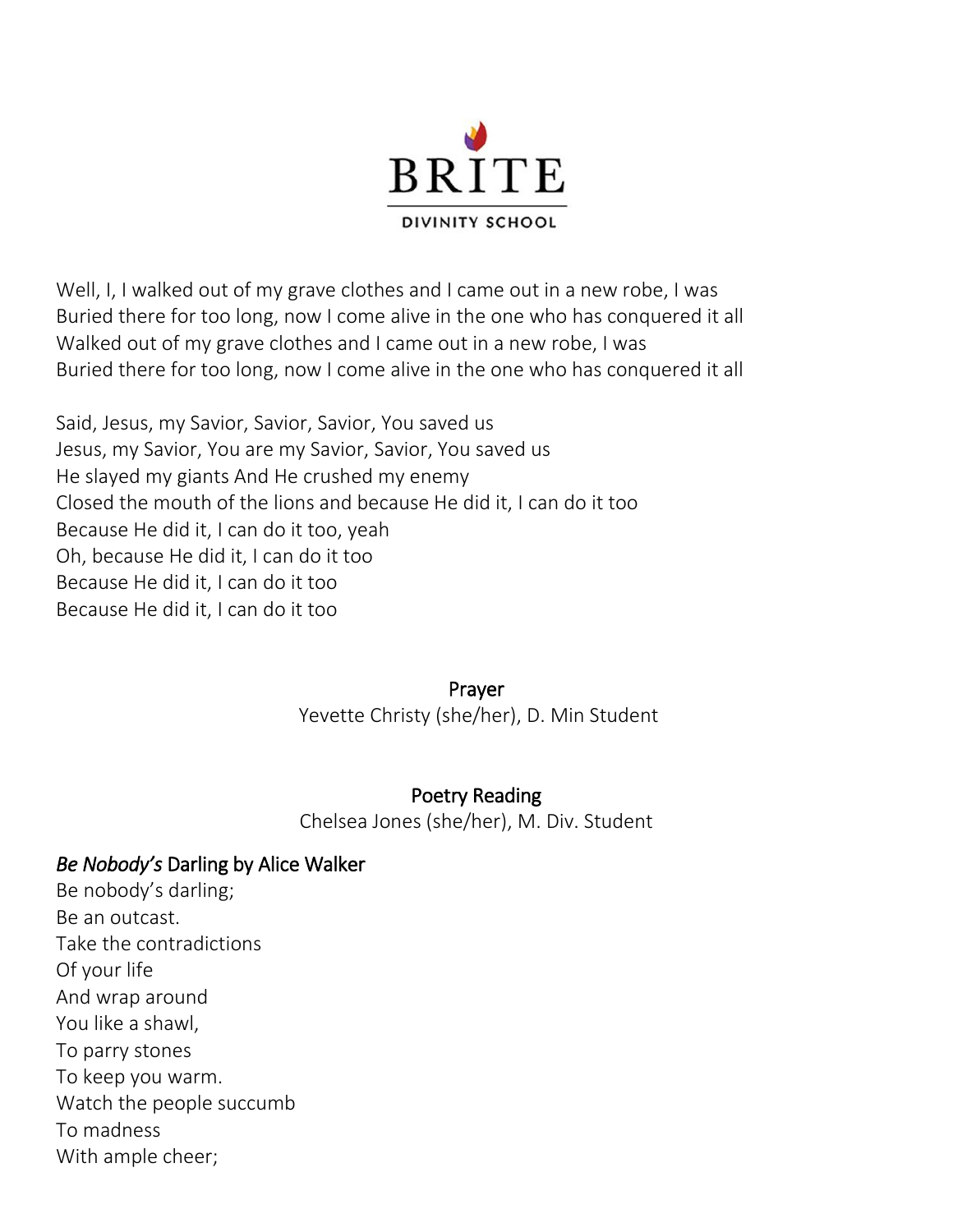Well, I, I walked out of my grave clothes and I came out in a new robe, I was
Buried there for too long, now I come alive in the one who has conquered it all
Walked out of my grave clothes and I came out in a new robe, I was
Buried there for too long, now I come alive in the one who has conquered it all

Said, Jesus, my Savior, Savior, Savior, You saved us
Jesus, my Savior, You are my Savior, Savior, You saved us
He slayed my giants And He crushed my enemy
Closed the mouth of the lions and because He did it, I can do it too
Because He did it, I can do it too, yeah
Oh, because He did it, I can do it too
Because He did it, I can do it too
Because He did it, I can do it too

## Prayer

Yevette Christy (she/her), D. Min Student

## Poetry Reading

Chelsea Jones (she/her), M. Div. Student

### *Be Nobody's* Darling by Alice Walker

Be nobody's darling;
Be an outcast.
Take the contradictions
Of your life
And wrap around
You like a shawl,
To parry stones
To keep you warm.
Watch the people succumb
To madness
With ample cheer;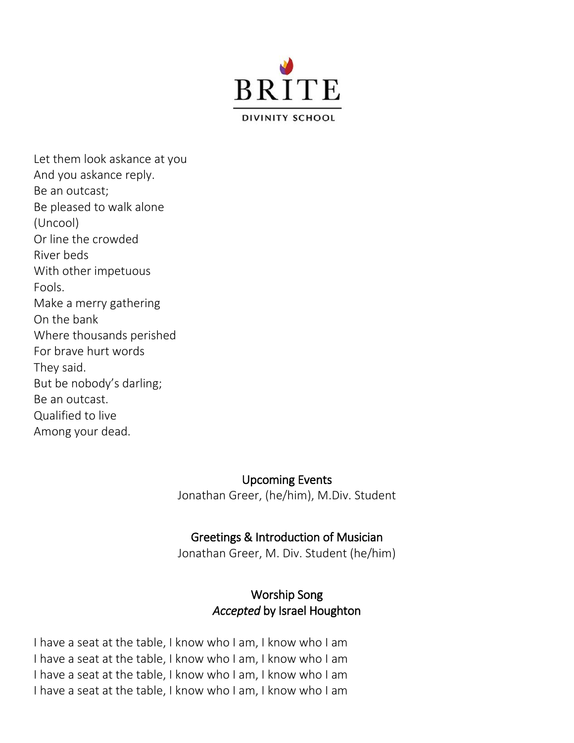BRITE

DIVINITY SCHOOL

Let them look askance at you
And you askance reply.
Be an outcast;
Be pleased to walk alone
(Uncool)
Or line the crowded
River beds
With other impetuous
Fools.
Make a merry gathering
On the bank
Where thousands perished
For brave hurt words
They said.
But be nobody's darling;
Be an outcast.
Qualified to live
Among your dead.

### Upcoming Events

Jonathan Greer, (he/him), M.Div. Student

### Greetings & Introduction of Musician

Jonathan Greer, M. Div. Student (he/him)

### Worship Song
### *Accepted* by Israel Houghton

I have a seat at the table, I know who I am, I know who I am
I have a seat at the table, I know who I am, I know who I am
I have a seat at the table, I know who I am, I know who I am
I have a seat at the table, I know who I am, I know who I am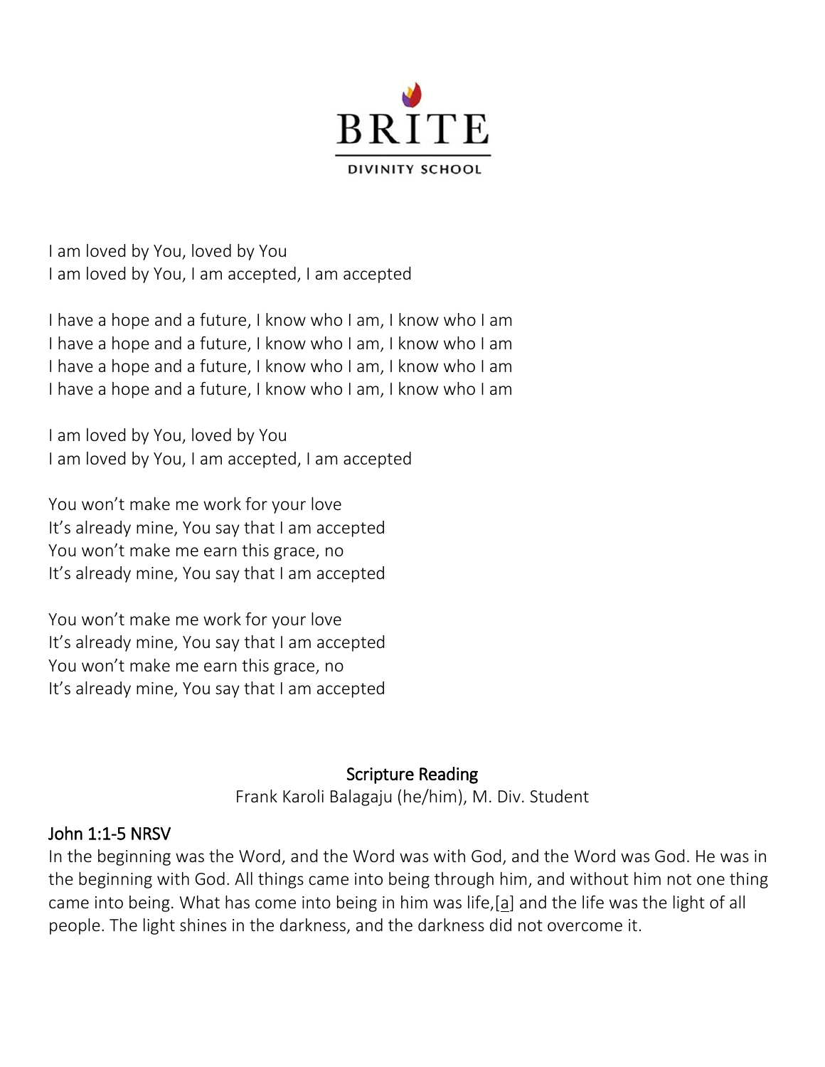BRITE

DIVINITY SCHOOL

I am loved by You, loved by You
I am loved by You, I am accepted, I am accepted

I have a hope and a future, I know who I am, I know who I am
I have a hope and a future, I know who I am, I know who I am
I have a hope and a future, I know who I am, I know who I am
I have a hope and a future, I know who I am, I know who I am

I am loved by You, loved by You
I am loved by You, I am accepted, I am accepted

You won't make me work for your love
It's already mine, You say that I am accepted
You won't make me earn this grace, no
It's already mine, You say that I am accepted

You won't make me work for your love
It's already mine, You say that I am accepted
You won't make me earn this grace, no
It's already mine, You say that I am accepted

## Scripture Reading

Frank Karoli Balagaju (he/him), M. Div. Student

### John 1:1-5 NRSV

In the beginning was the Word, and the Word was with God, and the Word was God. He was in the beginning with God. All things came into being through him, and without him not one thing came into being. What has come into being in him was life,[a] and the life was the light of all people. The light shines in the darkness, and the darkness did not overcome it.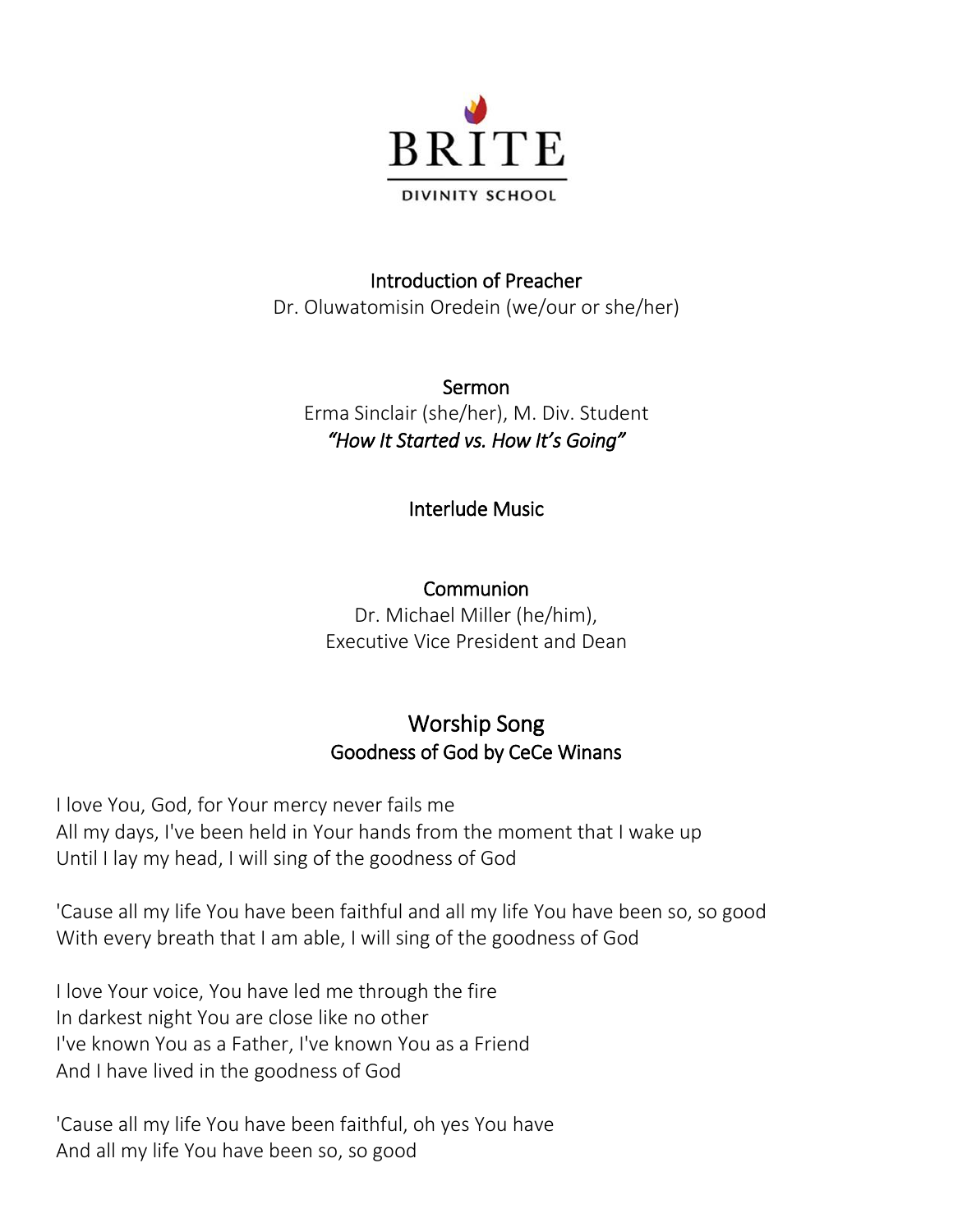BRITE

DIVINITY SCHOOL

**Introduction of Preacher**

Dr. Oluwatomisin Oredein (we/our or she/her)

**Sermon**

Erma Sinclair (she/her), M. Div. Student

***"How It Started vs. How It's Going"***

**Interlude Music**

**Communion**

Dr. Michael Miller (he/him),
Executive Vice President and Dean

## Worship Song

### Goodness of God by CeCe Winans

I love You, God, for Your mercy never fails me
All my days, I've been held in Your hands from the moment that I wake up
Until I lay my head, I will sing of the goodness of God

'Cause all my life You have been faithful and all my life You have been so, so good
With every breath that I am able, I will sing of the goodness of God

I love Your voice, You have led me through the fire
In darkest night You are close like no other
I've known You as a Father, I've known You as a Friend
And I have lived in the goodness of God

'Cause all my life You have been faithful, oh yes You have
And all my life You have been so, so good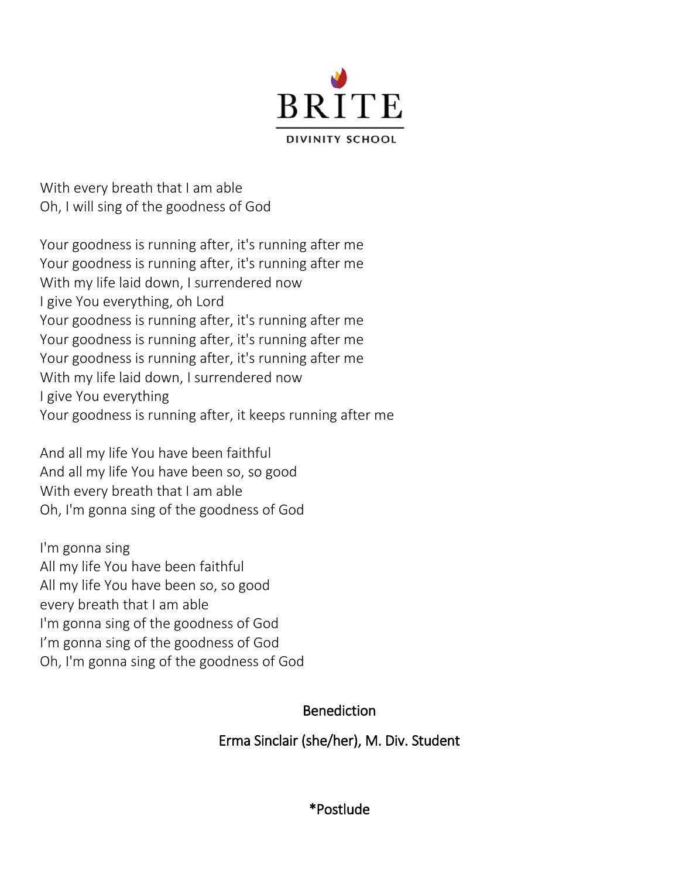BRITE

DIVINITY SCHOOL

With every breath that I am able
Oh, I will sing of the goodness of God

Your goodness is running after, it's running after me
Your goodness is running after, it's running after me
With my life laid down, I surrendered now
I give You everything, oh Lord
Your goodness is running after, it's running after me
Your goodness is running after, it's running after me
Your goodness is running after, it's running after me
With my life laid down, I surrendered now
I give You everything
Your goodness is running after, it keeps running after me

And all my life You have been faithful
And all my life You have been so, so good
With every breath that I am able
Oh, I'm gonna sing of the goodness of God

I'm gonna sing
All my life You have been faithful
All my life You have been so, so good
every breath that I am able
I'm gonna sing of the goodness of God
I'm gonna sing of the goodness of God
Oh, I'm gonna sing of the goodness of God

## Benediction

Erma Sinclair (she/her), M. Div. Student

## *Postlude